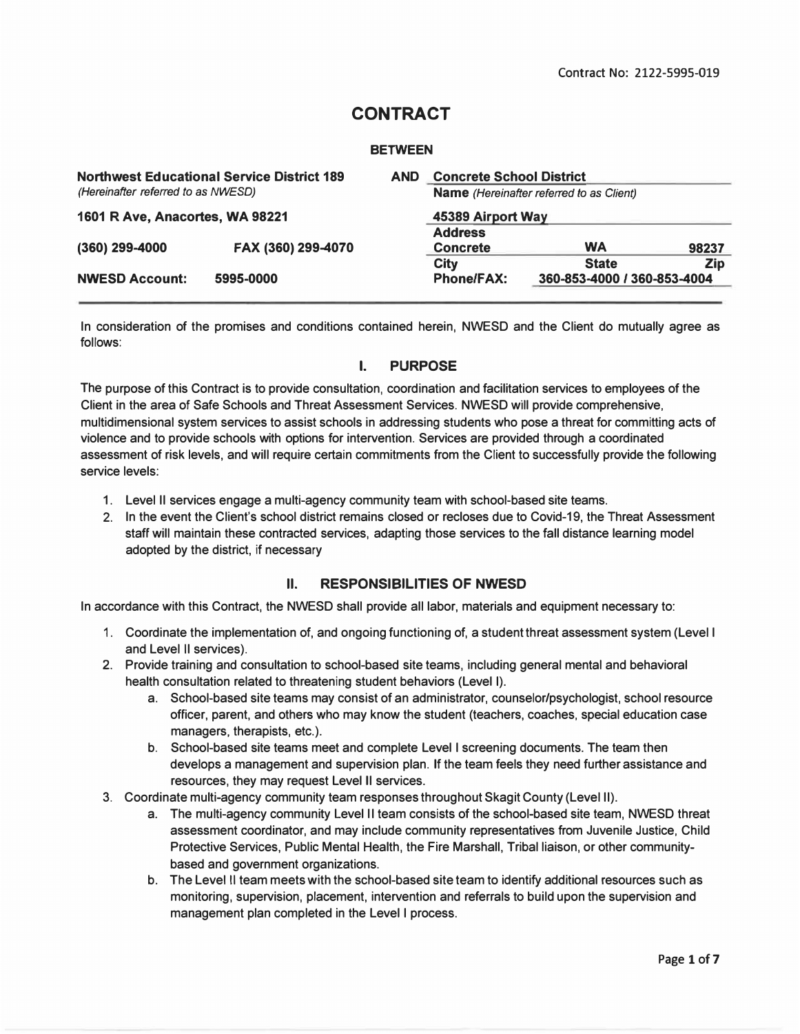Contract No: 2122-5995-019

# CONTRACT

**BETWEEN**

| | | | | | |
|---|---|---|---|---|---|
| **Northwest Educational Service District 189** *(Hereinafter referred to as NWESD)* | | **AND** | **Concrete School District** **Name** *(Hereinafter referred to as Client)* | | |
| **1601 R Ave, Anacortes, WA 98221** | | | **45389 Airport Way** **Address** | | |
| **(360) 299-4000** | **FAX (360) 299-4070** | | **Concrete** **City** | **WA** **State** | **98237** **Zip** |
| **NWESD Account:** | **5995-0000** | | **Phone/FAX:** | **360-853-4000 / 360-853-4004** | |

In consideration of the promises and conditions contained herein, NWESD and the Client do mutually agree as follows:

## I. PURPOSE

The purpose of this Contract is to provide consultation, coordination and facilitation services to employees of the Client in the area of Safe Schools and Threat Assessment Services. NWESD will provide comprehensive, multidimensional system services to assist schools in addressing students who pose a threat for committing acts of violence and to provide schools with options for intervention. Services are provided through a coordinated assessment of risk levels, and will require certain commitments from the Client to successfully provide the following service levels:

1. Level II services engage a multi-agency community team with school-based site teams.
2. In the event the Client's school district remains closed or recloses due to Covid-19, the Threat Assessment staff will maintain these contracted services, adapting those services to the fall distance learning model adopted by the district, if necessary

## II. RESPONSIBILITIES OF NWESD

In accordance with this Contract, the NWESD shall provide all labor, materials and equipment necessary to:

1. Coordinate the implementation of, and ongoing functioning of, a student threat assessment system (Level I and Level II services).
2. Provide training and consultation to school-based site teams, including general mental and behavioral health consultation related to threatening student behaviors (Level I).
   a. School-based site teams may consist of an administrator, counselor/psychologist, school resource officer, parent, and others who may know the student (teachers, coaches, special education case managers, therapists, etc.).
   b. School-based site teams meet and complete Level I screening documents. The team then develops a management and supervision plan. If the team feels they need further assistance and resources, they may request Level II services.
3. Coordinate multi-agency community team responses throughout Skagit County (Level II).
   a. The multi-agency community Level II team consists of the school-based site team, NWESD threat assessment coordinator, and may include community representatives from Juvenile Justice, Child Protective Services, Public Mental Health, the Fire Marshall, Tribal liaison, or other community-based and government organizations.
   b. The Level II team meets with the school-based site team to identify additional resources such as monitoring, supervision, placement, intervention and referrals to build upon the supervision and management plan completed in the Level I process.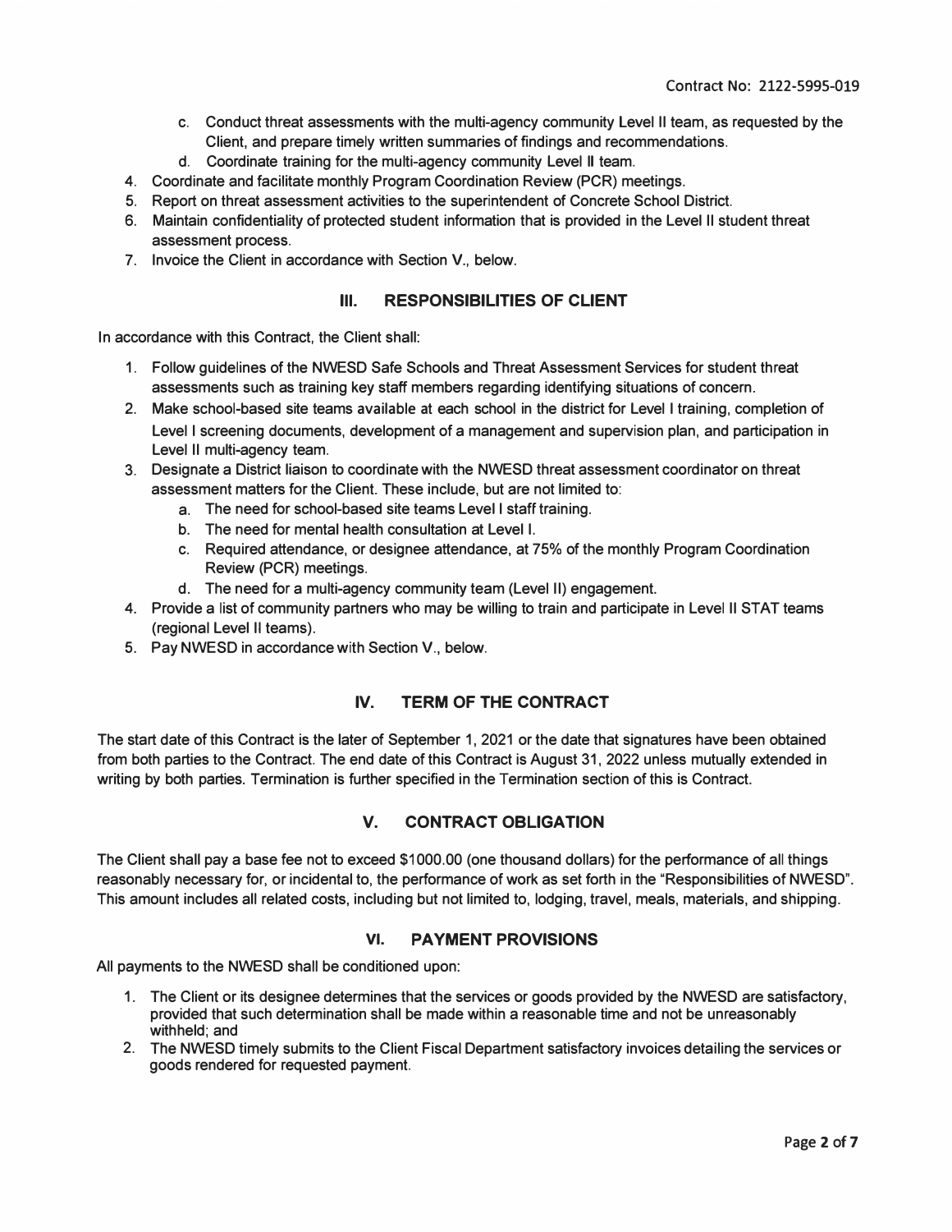c. Conduct threat assessments with the multi-agency community Level II team, as requested by the Client, and prepare timely written summaries of findings and recommendations.
d. Coordinate training for the multi-agency community Level II team.

4. Coordinate and facilitate monthly Program Coordination Review (PCR) meetings.
5. Report on threat assessment activities to the superintendent of Concrete School District.
6. Maintain confidentiality of protected student information that is provided in the Level II student threat assessment process.
7. Invoice the Client in accordance with Section V., below.

## III. RESPONSIBILITIES OF CLIENT

In accordance with this Contract, the Client shall:

1. Follow guidelines of the NWESD Safe Schools and Threat Assessment Services for student threat assessments such as training key staff members regarding identifying situations of concern.
2. Make school-based site teams available at each school in the district for Level I training, completion of Level I screening documents, development of a management and supervision plan, and participation in Level II multi-agency team.
3. Designate a District liaison to coordinate with the NWESD threat assessment coordinator on threat assessment matters for the Client. These include, but are not limited to:
   a. The need for school-based site teams Level I staff training.
   b. The need for mental health consultation at Level I.
   c. Required attendance, or designee attendance, at 75% of the monthly Program Coordination Review (PCR) meetings.
   d. The need for a multi-agency community team (Level II) engagement.
4. Provide a list of community partners who may be willing to train and participate in Level II STAT teams (regional Level II teams).
5. Pay NWESD in accordance with Section V., below.

## IV. TERM OF THE CONTRACT

The start date of this Contract is the later of September 1, 2021 or the date that signatures have been obtained from both parties to the Contract. The end date of this Contract is August 31, 2022 unless mutually extended in writing by both parties. Termination is further specified in the Termination section of this is Contract.

## V. CONTRACT OBLIGATION

The Client shall pay a base fee not to exceed $1000.00 (one thousand dollars) for the performance of all things reasonably necessary for, or incidental to, the performance of work as set forth in the "Responsibilities of NWESD". This amount includes all related costs, including but not limited to, lodging, travel, meals, materials, and shipping.

## VI. PAYMENT PROVISIONS

All payments to the NWESD shall be conditioned upon:

1. The Client or its designee determines that the services or goods provided by the NWESD are satisfactory, provided that such determination shall be made within a reasonable time and not be unreasonably withheld; and
2. The NWESD timely submits to the Client Fiscal Department satisfactory invoices detailing the services or goods rendered for requested payment.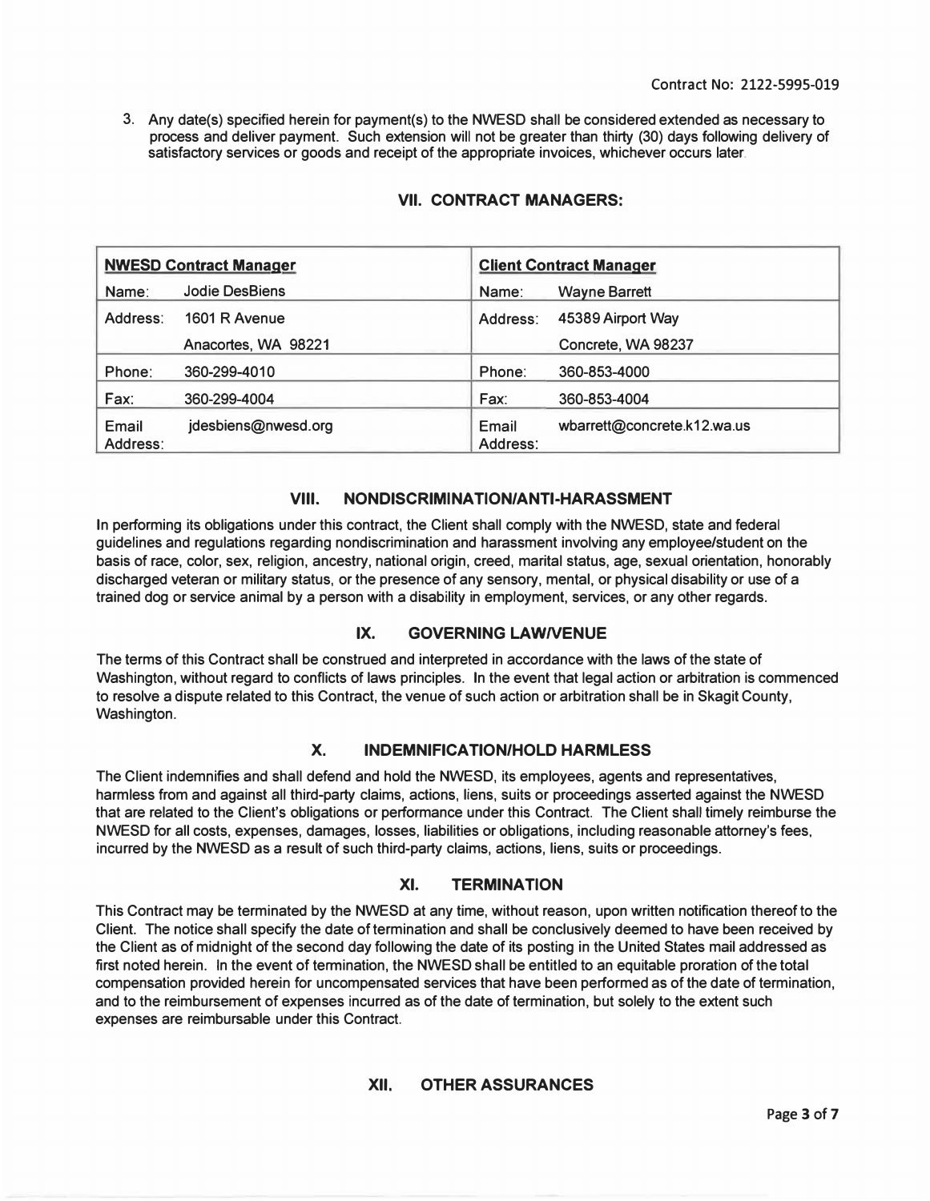3. Any date(s) specified herein for payment(s) to the NWESD shall be considered extended as necessary to process and deliver payment. Such extension will not be greater than thirty (30) days following delivery of satisfactory services or goods and receipt of the appropriate invoices, whichever occurs later.

## VII. CONTRACT MANAGERS:

| **NWESD Contract Manager** | | **Client Contract Manager** | |
|---|---|---|---|
| Name: | Jodie DesBiens | Name: | Wayne Barrett |
| Address: | 1601 R Avenue<br>Anacortes, WA 98221 | Address: | 45389 Airport Way<br>Concrete, WA 98237 |
| Phone: | 360-299-4010 | Phone: | 360-853-4000 |
| Fax: | 360-299-4004 | Fax: | 360-853-4004 |
| Email Address: | jdesbiens@nwesd.org | Email Address: | wbarrett@concrete.k12.wa.us |

## VIII. NONDISCRIMINATION/ANTI-HARASSMENT

In performing its obligations under this contract, the Client shall comply with the NWESD, state and federal guidelines and regulations regarding nondiscrimination and harassment involving any employee/student on the basis of race, color, sex, religion, ancestry, national origin, creed, marital status, age, sexual orientation, honorably discharged veteran or military status, or the presence of any sensory, mental, or physical disability or use of a trained dog or service animal by a person with a disability in employment, services, or any other regards.

## IX. GOVERNING LAW/VENUE

The terms of this Contract shall be construed and interpreted in accordance with the laws of the state of Washington, without regard to conflicts of laws principles. In the event that legal action or arbitration is commenced to resolve a dispute related to this Contract, the venue of such action or arbitration shall be in Skagit County, Washington.

## X. INDEMNIFICATION/HOLD HARMLESS

The Client indemnifies and shall defend and hold the NWESD, its employees, agents and representatives, harmless from and against all third-party claims, actions, liens, suits or proceedings asserted against the NWESD that are related to the Client's obligations or performance under this Contract. The Client shall timely reimburse the NWESD for all costs, expenses, damages, losses, liabilities or obligations, including reasonable attorney's fees, incurred by the NWESD as a result of such third-party claims, actions, liens, suits or proceedings.

## XI. TERMINATION

This Contract may be terminated by the NWESD at any time, without reason, upon written notification thereof to the Client. The notice shall specify the date of termination and shall be conclusively deemed to have been received by the Client as of midnight of the second day following the date of its posting in the United States mail addressed as first noted herein. In the event of termination, the NWESD shall be entitled to an equitable proration of the total compensation provided herein for uncompensated services that have been performed as of the date of termination, and to the reimbursement of expenses incurred as of the date of termination, but solely to the extent such expenses are reimbursable under this Contract.

## XII. OTHER ASSURANCES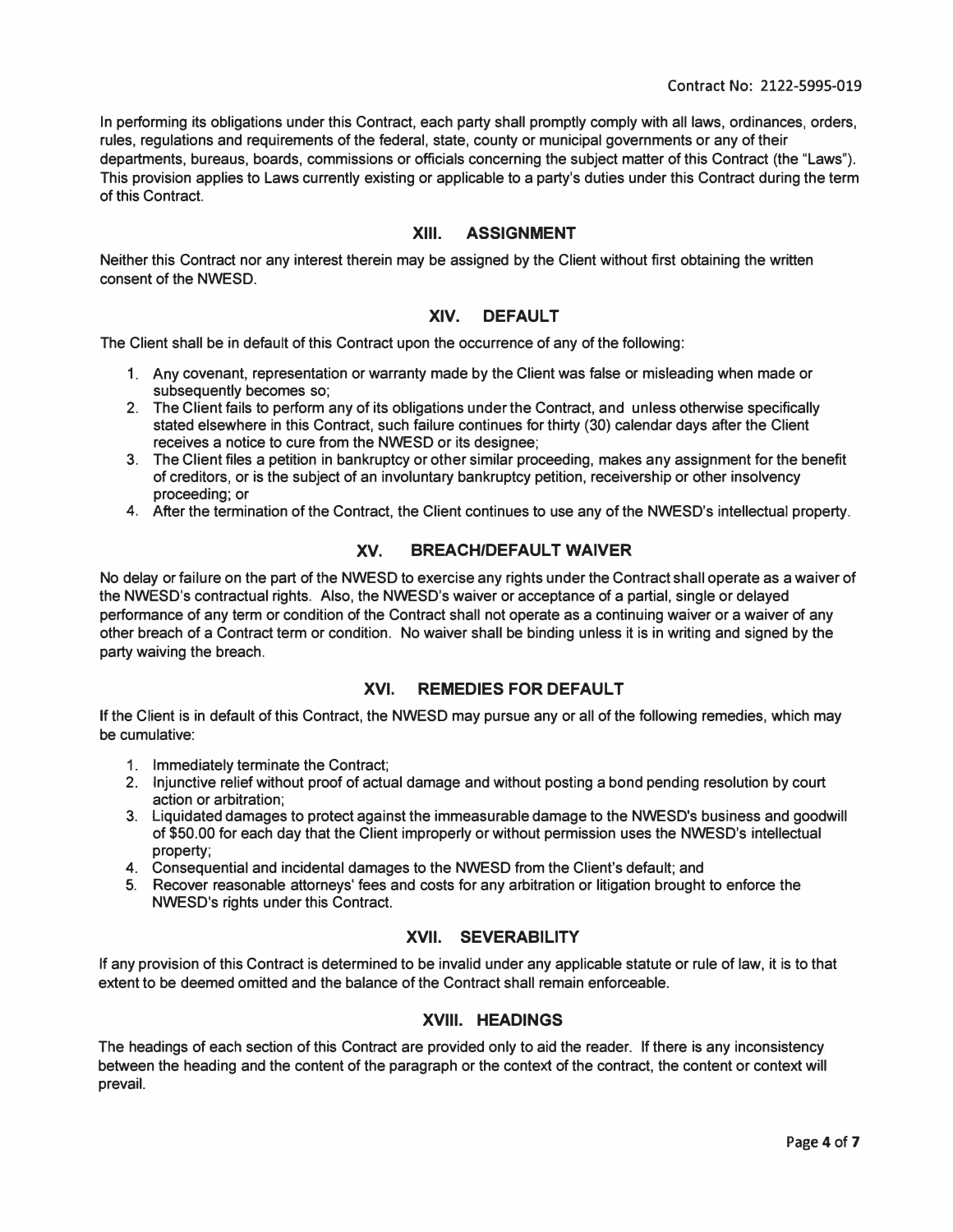In performing its obligations under this Contract, each party shall promptly comply with all laws, ordinances, orders, rules, regulations and requirements of the federal, state, county or municipal governments or any of their departments, bureaus, boards, commissions or officials concerning the subject matter of this Contract (the "Laws"). This provision applies to Laws currently existing or applicable to a party's duties under this Contract during the term of this Contract.

## XIII. ASSIGNMENT

Neither this Contract nor any interest therein may be assigned by the Client without first obtaining the written consent of the NWESD.

## XIV. DEFAULT

The Client shall be in default of this Contract upon the occurrence of any of the following:

1. Any covenant, representation or warranty made by the Client was false or misleading when made or subsequently becomes so;
2. The Client fails to perform any of its obligations under the Contract, and unless otherwise specifically stated elsewhere in this Contract, such failure continues for thirty (30) calendar days after the Client receives a notice to cure from the NWESD or its designee;
3. The Client files a petition in bankruptcy or other similar proceeding, makes any assignment for the benefit of creditors, or is the subject of an involuntary bankruptcy petition, receivership or other insolvency proceeding; or
4. After the termination of the Contract, the Client continues to use any of the NWESD's intellectual property.

## XV. BREACH/DEFAULT WAIVER

No delay or failure on the part of the NWESD to exercise any rights under the Contract shall operate as a waiver of the NWESD's contractual rights. Also, the NWESD's waiver or acceptance of a partial, single or delayed performance of any term or condition of the Contract shall not operate as a continuing waiver or a waiver of any other breach of a Contract term or condition. No waiver shall be binding unless it is in writing and signed by the party waiving the breach.

## XVI. REMEDIES FOR DEFAULT

If the Client is in default of this Contract, the NWESD may pursue any or all of the following remedies, which may be cumulative:

1. Immediately terminate the Contract;
2. Injunctive relief without proof of actual damage and without posting a bond pending resolution by court action or arbitration;
3. Liquidated damages to protect against the immeasurable damage to the NWESD's business and goodwill of $50.00 for each day that the Client improperly or without permission uses the NWESD's intellectual property;
4. Consequential and incidental damages to the NWESD from the Client's default; and
5. Recover reasonable attorneys' fees and costs for any arbitration or litigation brought to enforce the NWESD's rights under this Contract.

## XVII. SEVERABILITY

If any provision of this Contract is determined to be invalid under any applicable statute or rule of law, it is to that extent to be deemed omitted and the balance of the Contract shall remain enforceable.

## XVIII. HEADINGS

The headings of each section of this Contract are provided only to aid the reader. If there is any inconsistency between the heading and the content of the paragraph or the context of the contract, the content or context will prevail.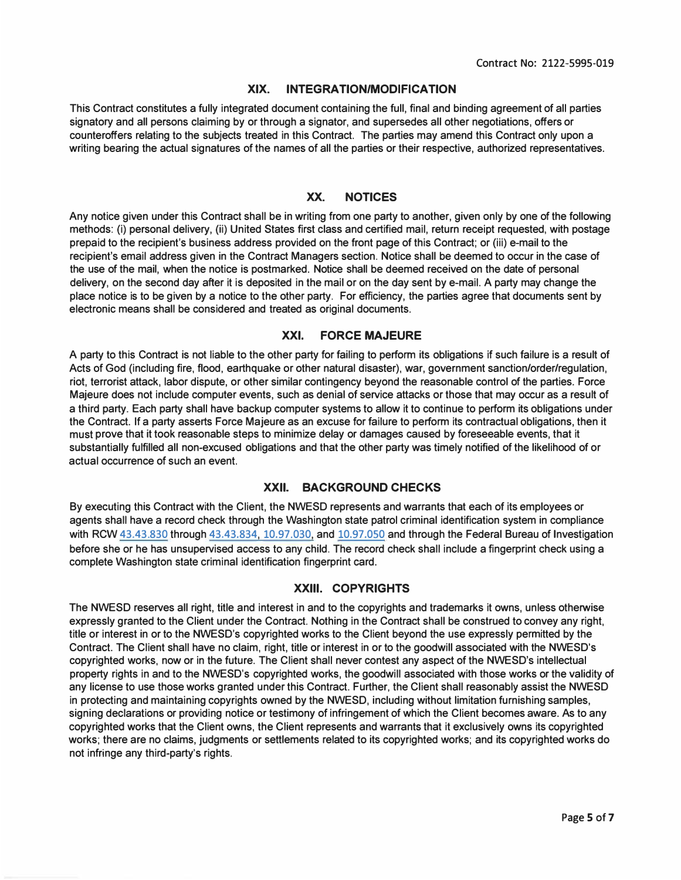## XIX. INTEGRATION/MODIFICATION

This Contract constitutes a fully integrated document containing the full, final and binding agreement of all parties signatory and all persons claiming by or through a signator, and supersedes all other negotiations, offers or counteroffers relating to the subjects treated in this Contract. The parties may amend this Contract only upon a writing bearing the actual signatures of the names of all the parties or their respective, authorized representatives.

## XX. NOTICES

Any notice given under this Contract shall be in writing from one party to another, given only by one of the following methods: (i) personal delivery, (ii) United States first class and certified mail, return receipt requested, with postage prepaid to the recipient's business address provided on the front page of this Contract; or (iii) e-mail to the recipient's email address given in the Contract Managers section. Notice shall be deemed to occur in the case of the use of the mail, when the notice is postmarked. Notice shall be deemed received on the date of personal delivery, on the second day after it is deposited in the mail or on the day sent by e-mail. A party may change the place notice is to be given by a notice to the other party. For efficiency, the parties agree that documents sent by electronic means shall be considered and treated as original documents.

## XXI. FORCE MAJEURE

A party to this Contract is not liable to the other party for failing to perform its obligations if such failure is a result of Acts of God (including fire, flood, earthquake or other natural disaster), war, government sanction/order/regulation, riot, terrorist attack, labor dispute, or other similar contingency beyond the reasonable control of the parties. Force Majeure does not include computer events, such as denial of service attacks or those that may occur as a result of a third party. Each party shall have backup computer systems to allow it to continue to perform its obligations under the Contract. If a party asserts Force Majeure as an excuse for failure to perform its contractual obligations, then it must prove that it took reasonable steps to minimize delay or damages caused by foreseeable events, that it substantially fulfilled all non-excused obligations and that the other party was timely notified of the likelihood of or actual occurrence of such an event.

## XXII. BACKGROUND CHECKS

By executing this Contract with the Client, the NWESD represents and warrants that each of its employees or agents shall have a record check through the Washington state patrol criminal identification system in compliance with RCW 43.43.830 through 43.43.834, 10.97.030, and 10.97.050 and through the Federal Bureau of Investigation before she or he has unsupervised access to any child. The record check shall include a fingerprint check using a complete Washington state criminal identification fingerprint card.

## XXIII. COPYRIGHTS

The NWESD reserves all right, title and interest in and to the copyrights and trademarks it owns, unless otherwise expressly granted to the Client under the Contract. Nothing in the Contract shall be construed to convey any right, title or interest in or to the NWESD's copyrighted works to the Client beyond the use expressly permitted by the Contract. The Client shall have no claim, right, title or interest in or to the goodwill associated with the NWESD's copyrighted works, now or in the future. The Client shall never contest any aspect of the NWESD's intellectual property rights in and to the NWESD's copyrighted works, the goodwill associated with those works or the validity of any license to use those works granted under this Contract. Further, the Client shall reasonably assist the NWESD in protecting and maintaining copyrights owned by the NWESD, including without limitation furnishing samples, signing declarations or providing notice or testimony of infringement of which the Client becomes aware. As to any copyrighted works that the Client owns, the Client represents and warrants that it exclusively owns its copyrighted works; there are no claims, judgments or settlements related to its copyrighted works; and its copyrighted works do not infringe any third-party's rights.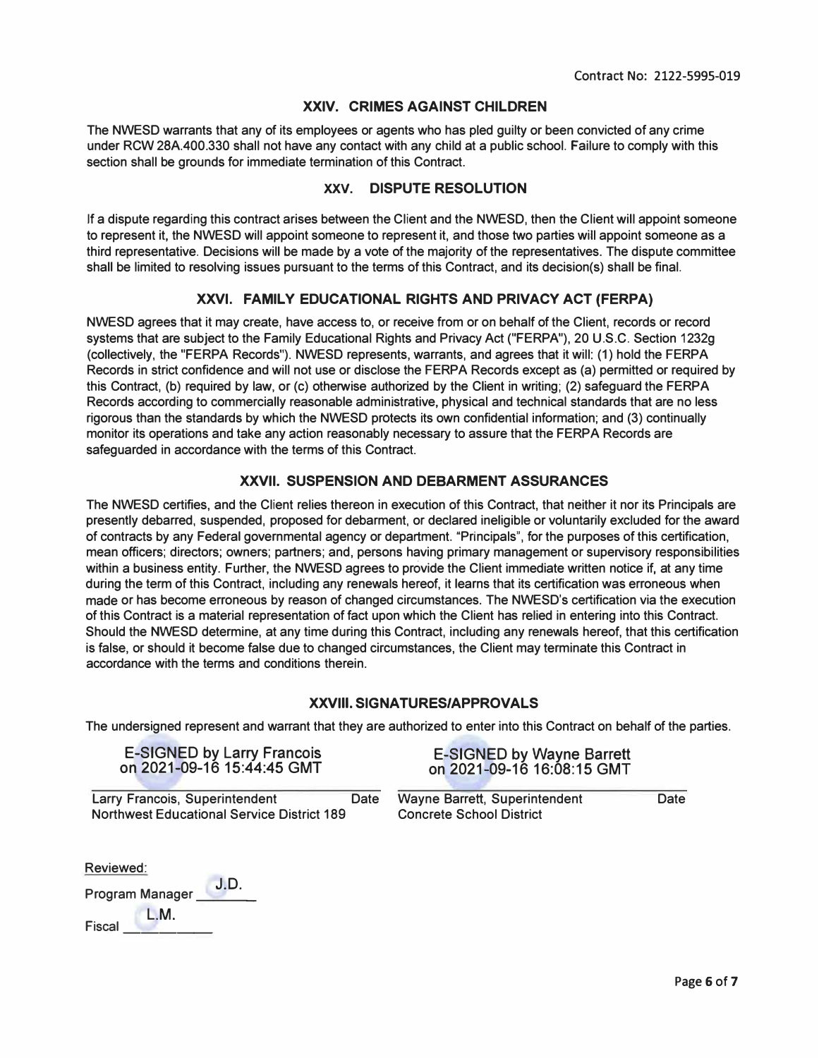Contract No: 2122-5995-019

## XXIV. CRIMES AGAINST CHILDREN

The NWESD warrants that any of its employees or agents who has pled guilty or been convicted of any crime under RCW 28A.400.330 shall not have any contact with any child at a public school. Failure to comply with this section shall be grounds for immediate termination of this Contract.

## XXV. DISPUTE RESOLUTION

If a dispute regarding this contract arises between the Client and the NWESD, then the Client will appoint someone to represent it, the NWESD will appoint someone to represent it, and those two parties will appoint someone as a third representative. Decisions will be made by a vote of the majority of the representatives. The dispute committee shall be limited to resolving issues pursuant to the terms of this Contract, and its decision(s) shall be final.

## XXVI. FAMILY EDUCATIONAL RIGHTS AND PRIVACY ACT (FERPA)

NWESD agrees that it may create, have access to, or receive from or on behalf of the Client, records or record systems that are subject to the Family Educational Rights and Privacy Act ("FERPA"), 20 U.S.C. Section 1232g (collectively, the "FERPA Records"). NWESD represents, warrants, and agrees that it will: (1) hold the FERPA Records in strict confidence and will not use or disclose the FERPA Records except as (a) permitted or required by this Contract, (b) required by law, or (c) otherwise authorized by the Client in writing; (2) safeguard the FERPA Records according to commercially reasonable administrative, physical and technical standards that are no less rigorous than the standards by which the NWESD protects its own confidential information; and (3) continually monitor its operations and take any action reasonably necessary to assure that the FERPA Records are safeguarded in accordance with the terms of this Contract.

## XXVII. SUSPENSION AND DEBARMENT ASSURANCES

The NWESD certifies, and the Client relies thereon in execution of this Contract, that neither it nor its Principals are presently debarred, suspended, proposed for debarment, or declared ineligible or voluntarily excluded for the award of contracts by any Federal governmental agency or department. "Principals", for the purposes of this certification, mean officers; directors; owners; partners; and, persons having primary management or supervisory responsibilities within a business entity. Further, the NWESD agrees to provide the Client immediate written notice if, at any time during the term of this Contract, including any renewals hereof, it learns that its certification was erroneous when made or has become erroneous by reason of changed circumstances. The NWESD's certification via the execution of this Contract is a material representation of fact upon which the Client has relied in entering into this Contract. Should the NWESD determine, at any time during this Contract, including any renewals hereof, that this certification is false, or should it become false due to changed circumstances, the Client may terminate this Contract in accordance with the terms and conditions therein.

## XXVIII. SIGNATURES/APPROVALS

The undersigned represent and warrant that they are authorized to enter into this Contract on behalf of the parties.

E-SIGNED by Larry Francois on 2021-09-16 15:44:45 GMT

Larry Francois, Superintendent — Date
Northwest Educational Service District 189

E-SIGNED by Wayne Barrett on 2021-09-16 16:08:15 GMT

Wayne Barrett, Superintendent — Date
Concrete School District

Reviewed:

Program Manager J.D.

Fiscal L.M.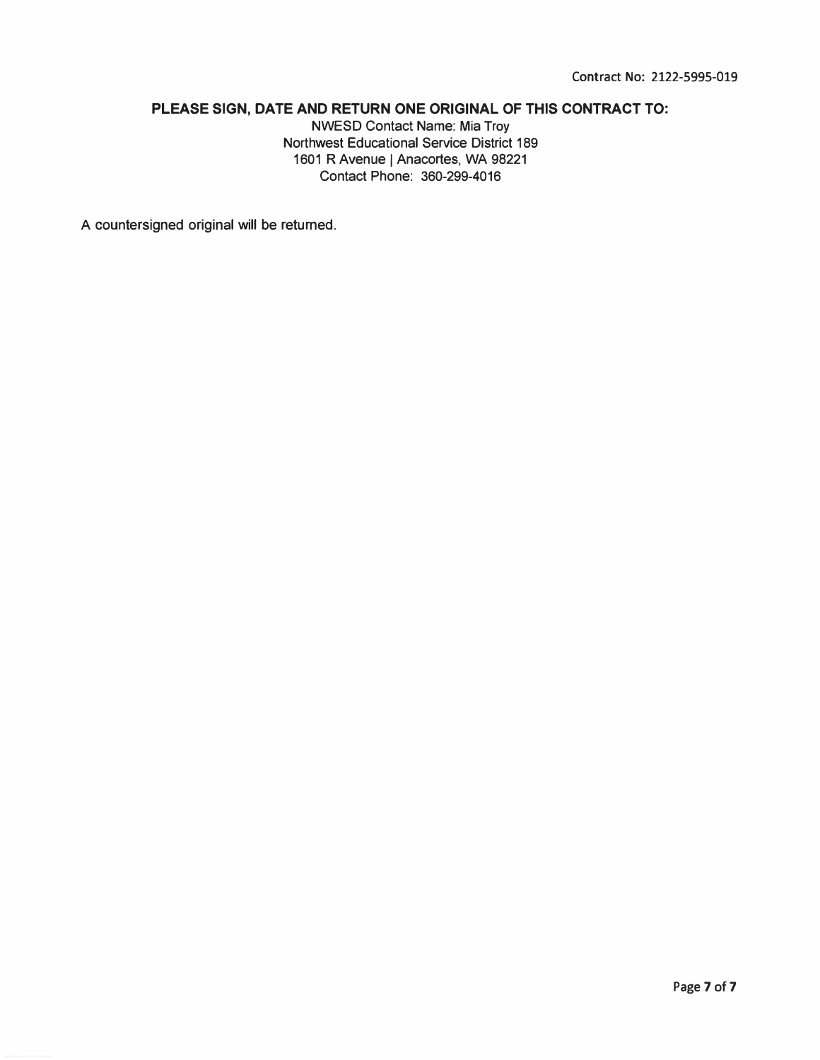Contract No: 2122-5995-019

**PLEASE SIGN, DATE AND RETURN ONE ORIGINAL OF THIS CONTRACT TO:**

NWESD Contact Name: Mia Troy
Northwest Educational Service District 189
1601 R Avenue | Anacortes, WA 98221
Contact Phone: 360-299-4016

A countersigned original will be returned.